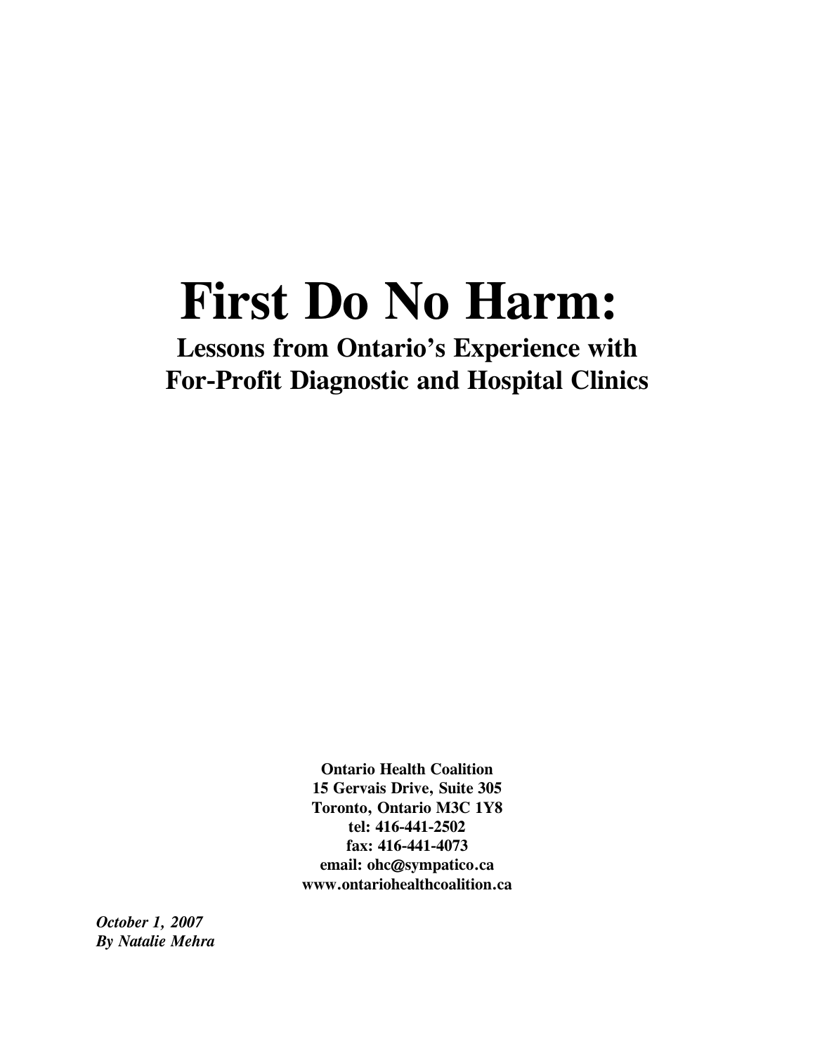# First Do No Harm:

## Lessons from Ontario's Experience with For-Profit Diagnostic and Hospital Clinics

**Ontario Health Coalition**
**15 Gervais Drive, Suite 305**
**Toronto, Ontario M3C 1Y8**
**tel: 416-441-2502**
**fax: 416-441-4073**
**email: ohc@sympatico.ca**
**www.ontariohealthcoalition.ca**

***October 1, 2007***
***By Natalie Mehra***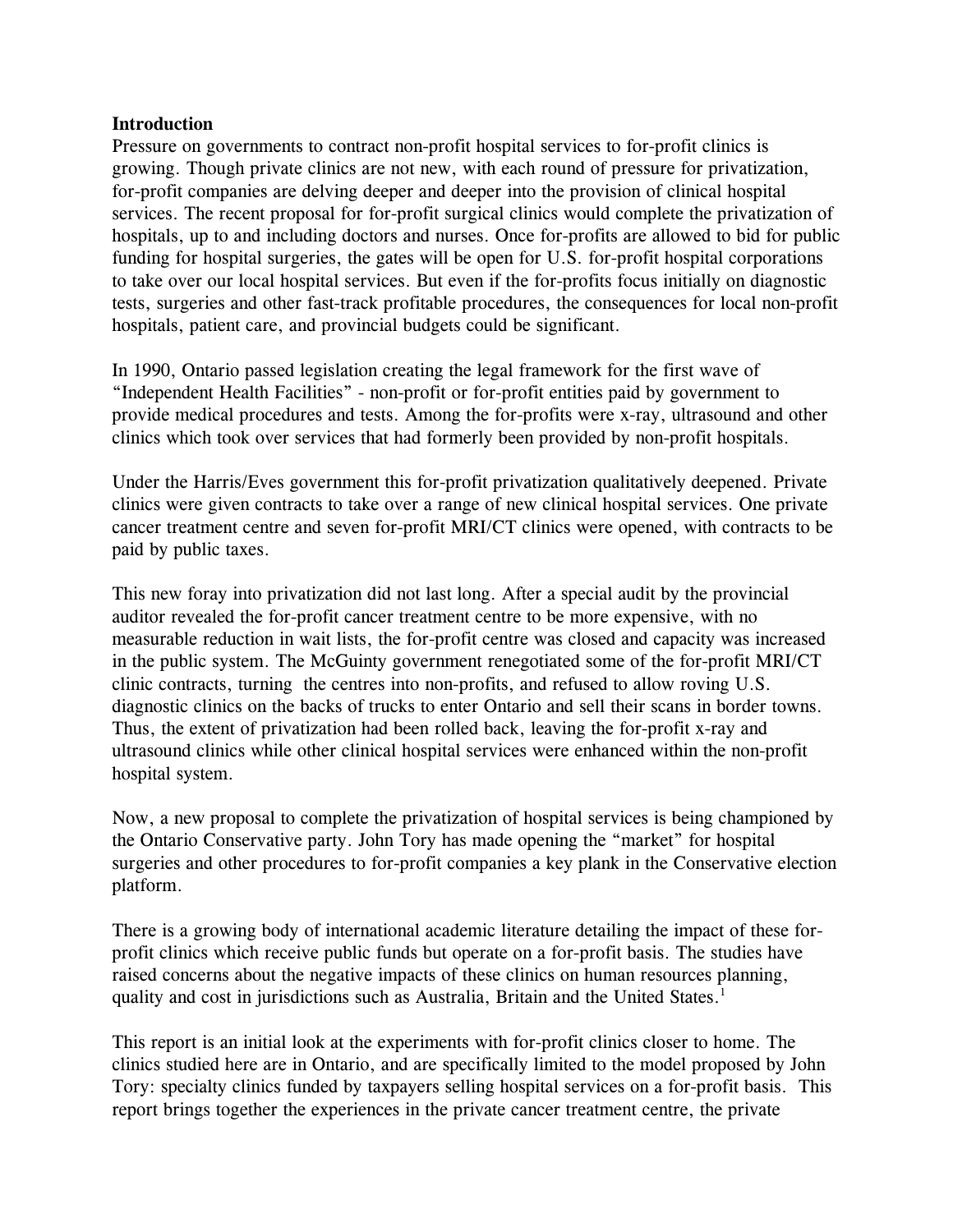**Introduction**

Pressure on governments to contract non-profit hospital services to for-profit clinics is growing. Though private clinics are not new, with each round of pressure for privatization, for-profit companies are delving deeper and deeper into the provision of clinical hospital services. The recent proposal for for-profit surgical clinics would complete the privatization of hospitals, up to and including doctors and nurses. Once for-profits are allowed to bid for public funding for hospital surgeries, the gates will be open for U.S. for-profit hospital corporations to take over our local hospital services. But even if the for-profits focus initially on diagnostic tests, surgeries and other fast-track profitable procedures, the consequences for local non-profit hospitals, patient care, and provincial budgets could be significant.

In 1990, Ontario passed legislation creating the legal framework for the first wave of "Independent Health Facilities" - non-profit or for-profit entities paid by government to provide medical procedures and tests. Among the for-profits were x-ray, ultrasound and other clinics which took over services that had formerly been provided by non-profit hospitals.

Under the Harris/Eves government this for-profit privatization qualitatively deepened. Private clinics were given contracts to take over a range of new clinical hospital services. One private cancer treatment centre and seven for-profit MRI/CT clinics were opened, with contracts to be paid by public taxes.

This new foray into privatization did not last long. After a special audit by the provincial auditor revealed the for-profit cancer treatment centre to be more expensive, with no measurable reduction in wait lists, the for-profit centre was closed and capacity was increased in the public system. The McGuinty government renegotiated some of the for-profit MRI/CT clinic contracts, turning the centres into non-profits, and refused to allow roving U.S. diagnostic clinics on the backs of trucks to enter Ontario and sell their scans in border towns. Thus, the extent of privatization had been rolled back, leaving the for-profit x-ray and ultrasound clinics while other clinical hospital services were enhanced within the non-profit hospital system.

Now, a new proposal to complete the privatization of hospital services is being championed by the Ontario Conservative party. John Tory has made opening the "market" for hospital surgeries and other procedures to for-profit companies a key plank in the Conservative election platform.

There is a growing body of international academic literature detailing the impact of these for-profit clinics which receive public funds but operate on a for-profit basis. The studies have raised concerns about the negative impacts of these clinics on human resources planning, quality and cost in jurisdictions such as Australia, Britain and the United States.[1]

This report is an initial look at the experiments with for-profit clinics closer to home. The clinics studied here are in Ontario, and are specifically limited to the model proposed by John Tory: specialty clinics funded by taxpayers selling hospital services on a for-profit basis. This report brings together the experiences in the private cancer treatment centre, the private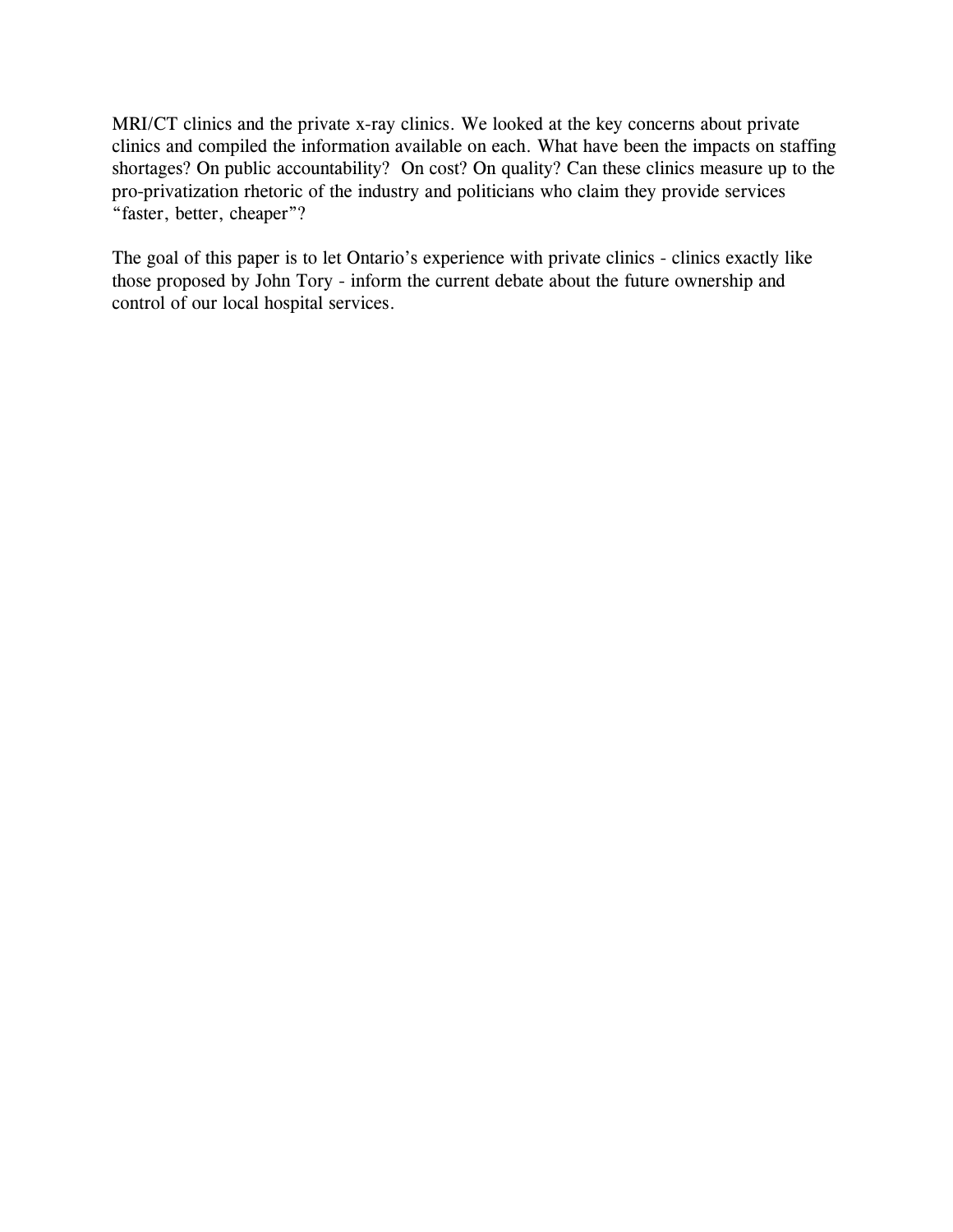MRI/CT clinics and the private x-ray clinics. We looked at the key concerns about private clinics and compiled the information available on each. What have been the impacts on staffing shortages? On public accountability? On cost? On quality? Can these clinics measure up to the pro-privatization rhetoric of the industry and politicians who claim they provide services "faster, better, cheaper"?

The goal of this paper is to let Ontario's experience with private clinics - clinics exactly like those proposed by John Tory - inform the current debate about the future ownership and control of our local hospital services.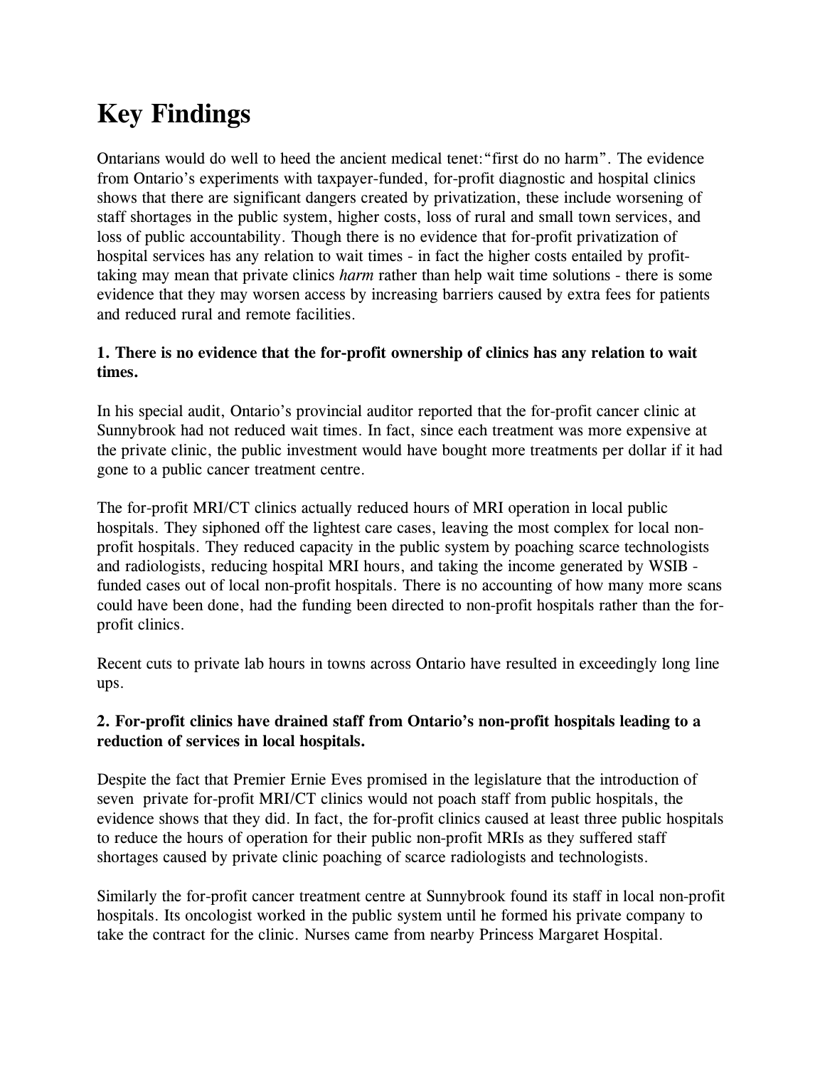# Key Findings

Ontarians would do well to heed the ancient medical tenet: "first do no harm". The evidence from Ontario's experiments with taxpayer-funded, for-profit diagnostic and hospital clinics shows that there are significant dangers created by privatization, these include worsening of staff shortages in the public system, higher costs, loss of rural and small town services, and loss of public accountability. Though there is no evidence that for-profit privatization of hospital services has any relation to wait times - in fact the higher costs entailed by profit-taking may mean that private clinics *harm* rather than help wait time solutions - there is some evidence that they may worsen access by increasing barriers caused by extra fees for patients and reduced rural and remote facilities.

**1. There is no evidence that the for-profit ownership of clinics has any relation to wait times.**

In his special audit, Ontario's provincial auditor reported that the for-profit cancer clinic at Sunnybrook had not reduced wait times. In fact, since each treatment was more expensive at the private clinic, the public investment would have bought more treatments per dollar if it had gone to a public cancer treatment centre.

The for-profit MRI/CT clinics actually reduced hours of MRI operation in local public hospitals. They siphoned off the lightest care cases, leaving the most complex for local non-profit hospitals. They reduced capacity in the public system by poaching scarce technologists and radiologists, reducing hospital MRI hours, and taking the income generated by WSIB - funded cases out of local non-profit hospitals. There is no accounting of how many more scans could have been done, had the funding been directed to non-profit hospitals rather than the for-profit clinics.

Recent cuts to private lab hours in towns across Ontario have resulted in exceedingly long line ups.

**2. For-profit clinics have drained staff from Ontario's non-profit hospitals leading to a reduction of services in local hospitals.**

Despite the fact that Premier Ernie Eves promised in the legislature that the introduction of seven private for-profit MRI/CT clinics would not poach staff from public hospitals, the evidence shows that they did. In fact, the for-profit clinics caused at least three public hospitals to reduce the hours of operation for their public non-profit MRIs as they suffered staff shortages caused by private clinic poaching of scarce radiologists and technologists.

Similarly the for-profit cancer treatment centre at Sunnybrook found its staff in local non-profit hospitals. Its oncologist worked in the public system until he formed his private company to take the contract for the clinic. Nurses came from nearby Princess Margaret Hospital.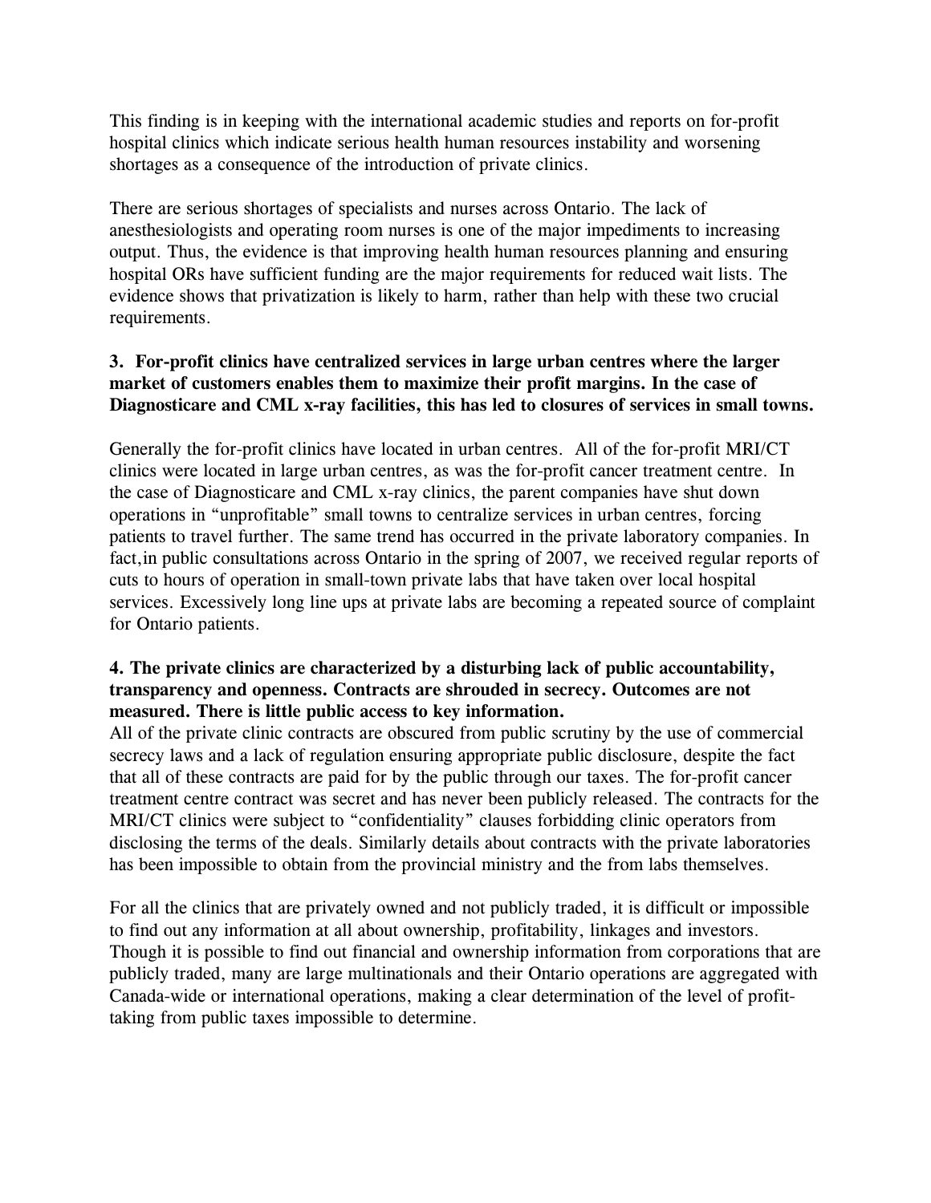This finding is in keeping with the international academic studies and reports on for-profit hospital clinics which indicate serious health human resources instability and worsening shortages as a consequence of the introduction of private clinics.

There are serious shortages of specialists and nurses across Ontario. The lack of anesthesiologists and operating room nurses is one of the major impediments to increasing output. Thus, the evidence is that improving health human resources planning and ensuring hospital ORs have sufficient funding are the major requirements for reduced wait lists. The evidence shows that privatization is likely to harm, rather than help with these two crucial requirements.

**3. For-profit clinics have centralized services in large urban centres where the larger market of customers enables them to maximize their profit margins. In the case of Diagnosticare and CML x-ray facilities, this has led to closures of services in small towns.**

Generally the for-profit clinics have located in urban centres. All of the for-profit MRI/CT clinics were located in large urban centres, as was the for-profit cancer treatment centre. In the case of Diagnosticare and CML x-ray clinics, the parent companies have shut down operations in "unprofitable" small towns to centralize services in urban centres, forcing patients to travel further. The same trend has occurred in the private laboratory companies. In fact,in public consultations across Ontario in the spring of 2007, we received regular reports of cuts to hours of operation in small-town private labs that have taken over local hospital services. Excessively long line ups at private labs are becoming a repeated source of complaint for Ontario patients.

**4. The private clinics are characterized by a disturbing lack of public accountability, transparency and openness. Contracts are shrouded in secrecy. Outcomes are not measured. There is little public access to key information.**

All of the private clinic contracts are obscured from public scrutiny by the use of commercial secrecy laws and a lack of regulation ensuring appropriate public disclosure, despite the fact that all of these contracts are paid for by the public through our taxes. The for-profit cancer treatment centre contract was secret and has never been publicly released. The contracts for the MRI/CT clinics were subject to "confidentiality" clauses forbidding clinic operators from disclosing the terms of the deals. Similarly details about contracts with the private laboratories has been impossible to obtain from the provincial ministry and the from labs themselves.

For all the clinics that are privately owned and not publicly traded, it is difficult or impossible to find out any information at all about ownership, profitability, linkages and investors. Though it is possible to find out financial and ownership information from corporations that are publicly traded, many are large multinationals and their Ontario operations are aggregated with Canada-wide or international operations, making a clear determination of the level of profit-taking from public taxes impossible to determine.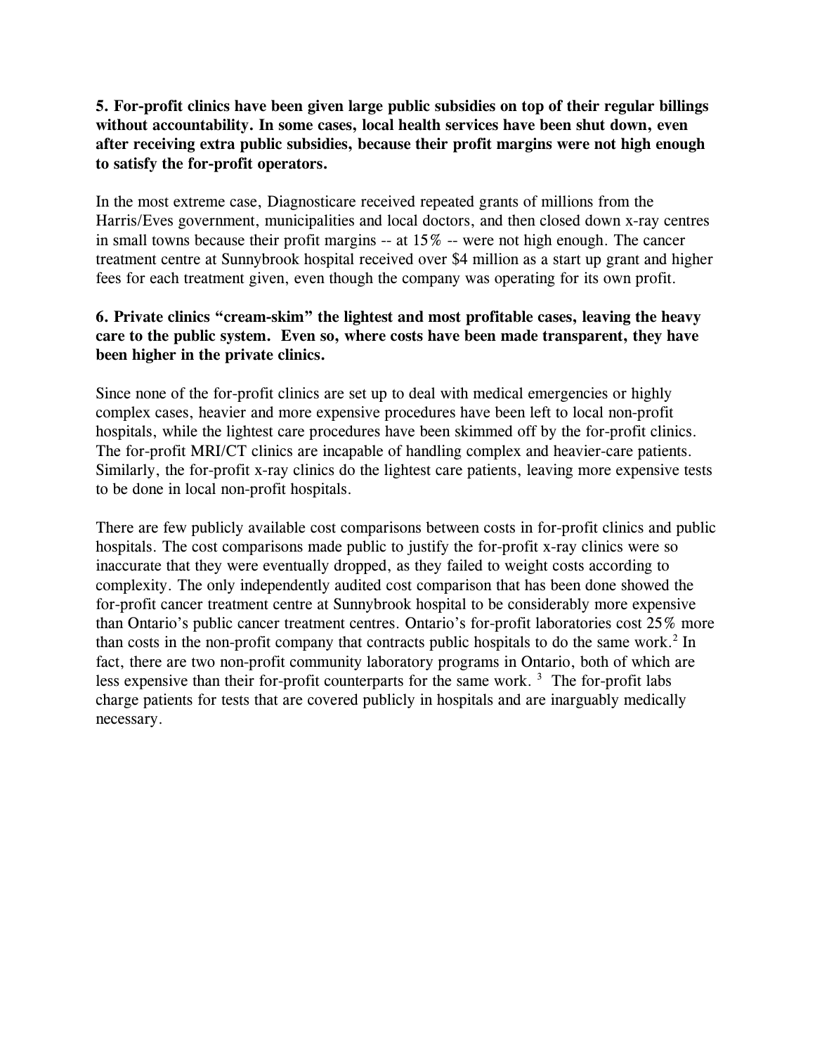**5. For-profit clinics have been given large public subsidies on top of their regular billings without accountability. In some cases, local health services have been shut down, even after receiving extra public subsidies, because their profit margins were not high enough to satisfy the for-profit operators.**

In the most extreme case, Diagnosticare received repeated grants of millions from the Harris/Eves government, municipalities and local doctors, and then closed down x-ray centres in small towns because their profit margins -- at 15% -- were not high enough. The cancer treatment centre at Sunnybrook hospital received over $4 million as a start up grant and higher fees for each treatment given, even though the company was operating for its own profit.

**6. Private clinics "cream-skim" the lightest and most profitable cases, leaving the heavy care to the public system. Even so, where costs have been made transparent, they have been higher in the private clinics.**

Since none of the for-profit clinics are set up to deal with medical emergencies or highly complex cases, heavier and more expensive procedures have been left to local non-profit hospitals, while the lightest care procedures have been skimmed off by the for-profit clinics. The for-profit MRI/CT clinics are incapable of handling complex and heavier-care patients. Similarly, the for-profit x-ray clinics do the lightest care patients, leaving more expensive tests to be done in local non-profit hospitals.

There are few publicly available cost comparisons between costs in for-profit clinics and public hospitals. The cost comparisons made public to justify the for-profit x-ray clinics were so inaccurate that they were eventually dropped, as they failed to weight costs according to complexity. The only independently audited cost comparison that has been done showed the for-profit cancer treatment centre at Sunnybrook hospital to be considerably more expensive than Ontario's public cancer treatment centres. Ontario's for-profit laboratories cost 25% more than costs in the non-profit company that contracts public hospitals to do the same work.[2] In fact, there are two non-profit community laboratory programs in Ontario, both of which are less expensive than their for-profit counterparts for the same work.[3] The for-profit labs charge patients for tests that are covered publicly in hospitals and are inarguably medically necessary.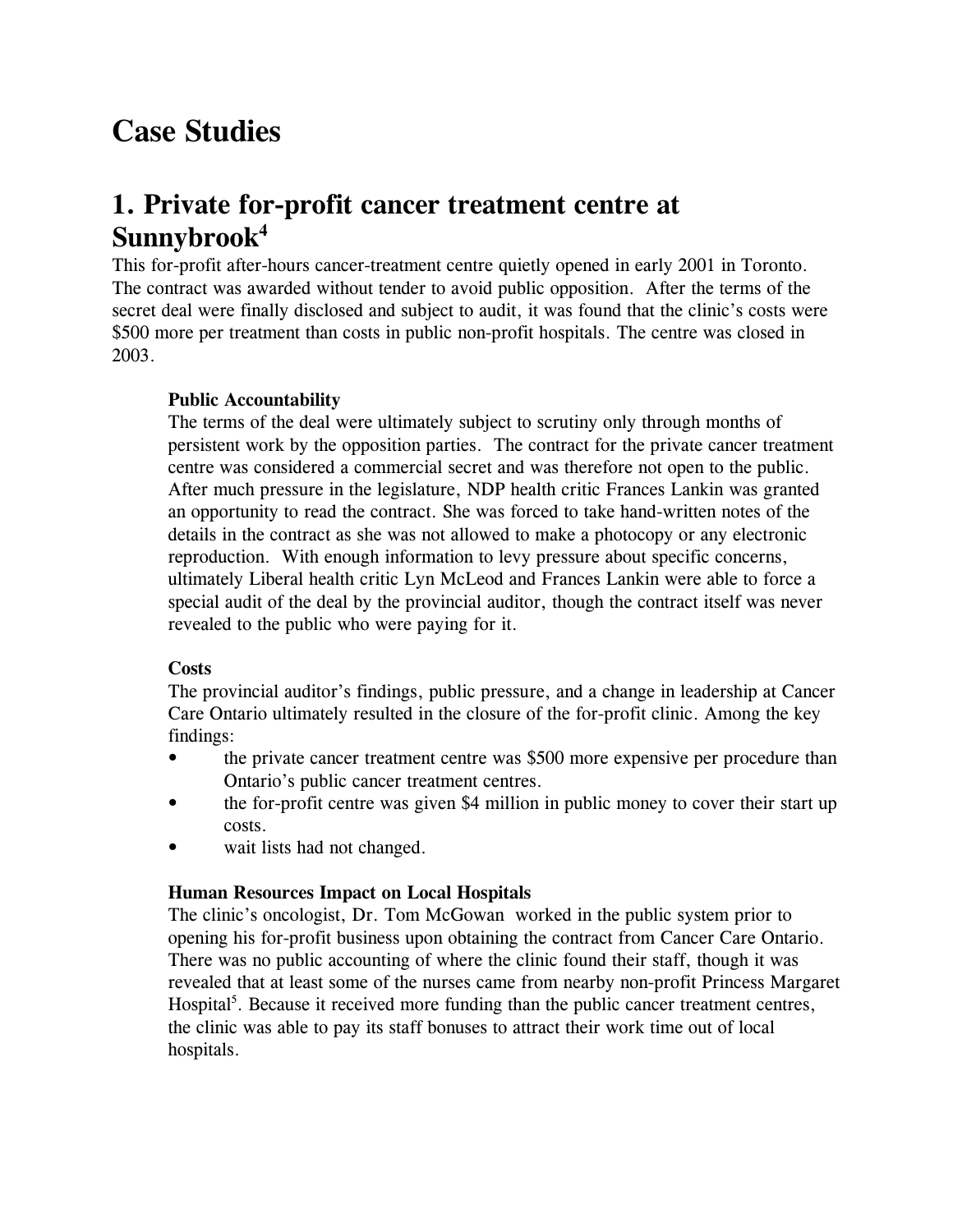# Case Studies

## 1. Private for-profit cancer treatment centre at Sunnybrook[4]

This for-profit after-hours cancer-treatment centre quietly opened in early 2001 in Toronto. The contract was awarded without tender to avoid public opposition. After the terms of the secret deal were finally disclosed and subject to audit, it was found that the clinic's costs were $500 more per treatment than costs in public non-profit hospitals. The centre was closed in 2003.

**Public Accountability**

The terms of the deal were ultimately subject to scrutiny only through months of persistent work by the opposition parties. The contract for the private cancer treatment centre was considered a commercial secret and was therefore not open to the public. After much pressure in the legislature, NDP health critic Frances Lankin was granted an opportunity to read the contract. She was forced to take hand-written notes of the details in the contract as she was not allowed to make a photocopy or any electronic reproduction. With enough information to levy pressure about specific concerns, ultimately Liberal health critic Lyn McLeod and Frances Lankin were able to force a special audit of the deal by the provincial auditor, though the contract itself was never revealed to the public who were paying for it.

**Costs**

The provincial auditor's findings, public pressure, and a change in leadership at Cancer Care Ontario ultimately resulted in the closure of the for-profit clinic. Among the key findings:

- the private cancer treatment centre was $500 more expensive per procedure than Ontario's public cancer treatment centres.
- the for-profit centre was given $4 million in public money to cover their start up costs.
- wait lists had not changed.

**Human Resources Impact on Local Hospitals**

The clinic's oncologist, Dr. Tom McGowan worked in the public system prior to opening his for-profit business upon obtaining the contract from Cancer Care Ontario. There was no public accounting of where the clinic found their staff, though it was revealed that at least some of the nurses came from nearby non-profit Princess Margaret Hospital[5]. Because it received more funding than the public cancer treatment centres, the clinic was able to pay its staff bonuses to attract their work time out of local hospitals.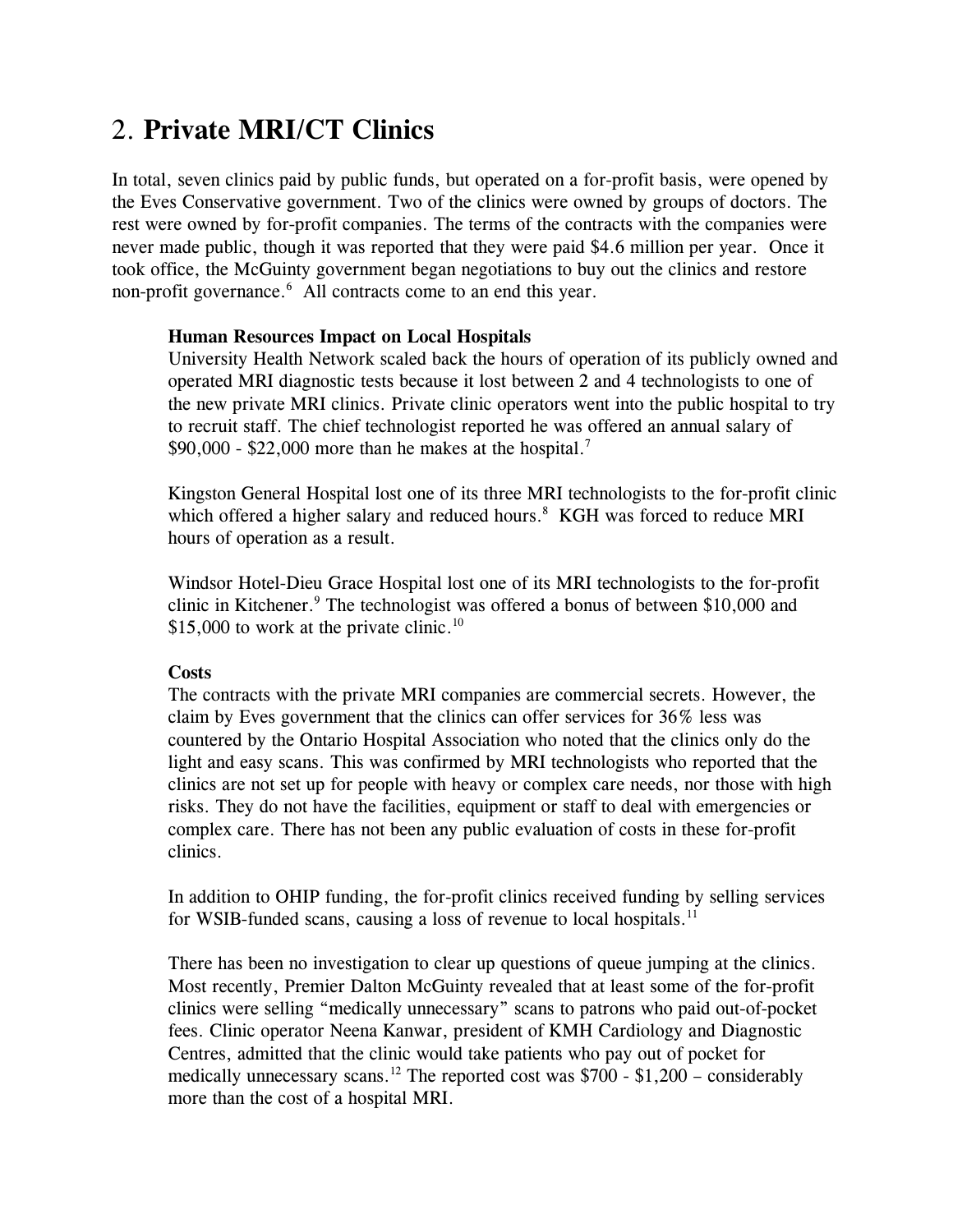## 2. **Private MRI/CT Clinics**

In total, seven clinics paid by public funds, but operated on a for-profit basis, were opened by the Eves Conservative government. Two of the clinics were owned by groups of doctors. The rest were owned by for-profit companies. The terms of the contracts with the companies were never made public, though it was reported that they were paid $4.6 million per year. Once it took office, the McGuinty government began negotiations to buy out the clinics and restore non-profit governance.[6] All contracts come to an end this year.

**Human Resources Impact on Local Hospitals**

University Health Network scaled back the hours of operation of its publicly owned and operated MRI diagnostic tests because it lost between 2 and 4 technologists to one of the new private MRI clinics. Private clinic operators went into the public hospital to try to recruit staff. The chief technologist reported he was offered an annual salary of $90,000 - $22,000 more than he makes at the hospital.[7]

Kingston General Hospital lost one of its three MRI technologists to the for-profit clinic which offered a higher salary and reduced hours.[8] KGH was forced to reduce MRI hours of operation as a result.

Windsor Hotel-Dieu Grace Hospital lost one of its MRI technologists to the for-profit clinic in Kitchener.[9] The technologist was offered a bonus of between $10,000 and $15,000 to work at the private clinic.[10]

**Costs**

The contracts with the private MRI companies are commercial secrets. However, the claim by Eves government that the clinics can offer services for 36% less was countered by the Ontario Hospital Association who noted that the clinics only do the light and easy scans. This was confirmed by MRI technologists who reported that the clinics are not set up for people with heavy or complex care needs, nor those with high risks. They do not have the facilities, equipment or staff to deal with emergencies or complex care. There has not been any public evaluation of costs in these for-profit clinics.

In addition to OHIP funding, the for-profit clinics received funding by selling services for WSIB-funded scans, causing a loss of revenue to local hospitals.[11]

There has been no investigation to clear up questions of queue jumping at the clinics. Most recently, Premier Dalton McGuinty revealed that at least some of the for-profit clinics were selling "medically unnecessary" scans to patrons who paid out-of-pocket fees. Clinic operator Neena Kanwar, president of KMH Cardiology and Diagnostic Centres, admitted that the clinic would take patients who pay out of pocket for medically unnecessary scans.[12] The reported cost was $700 - $1,200 – considerably more than the cost of a hospital MRI.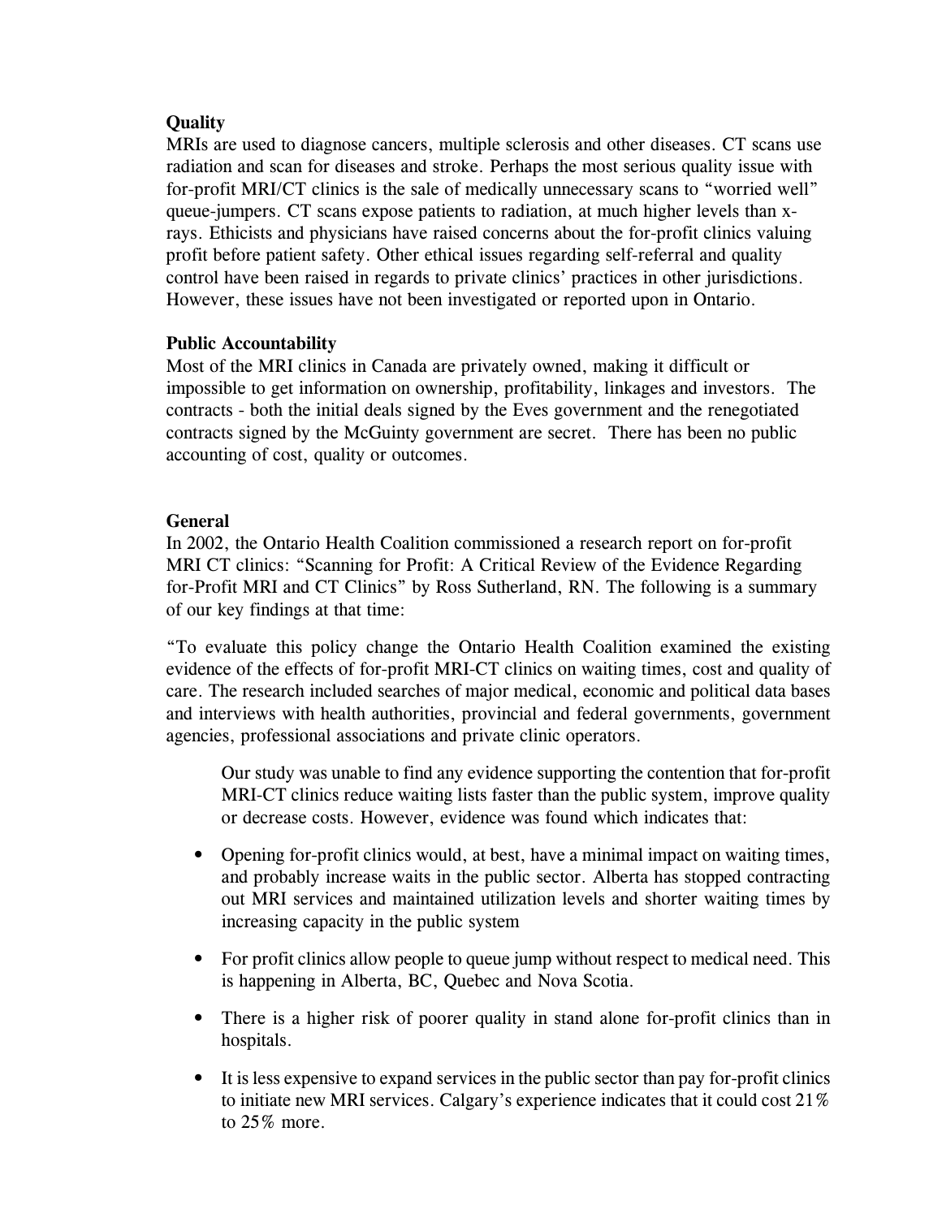**Quality**

MRIs are used to diagnose cancers, multiple sclerosis and other diseases. CT scans use radiation and scan for diseases and stroke. Perhaps the most serious quality issue with for-profit MRI/CT clinics is the sale of medically unnecessary scans to "worried well" queue-jumpers. CT scans expose patients to radiation, at much higher levels than x-rays. Ethicists and physicians have raised concerns about the for-profit clinics valuing profit before patient safety. Other ethical issues regarding self-referral and quality control have been raised in regards to private clinics' practices in other jurisdictions. However, these issues have not been investigated or reported upon in Ontario.

**Public Accountability**

Most of the MRI clinics in Canada are privately owned, making it difficult or impossible to get information on ownership, profitability, linkages and investors. The contracts - both the initial deals signed by the Eves government and the renegotiated contracts signed by the McGuinty government are secret. There has been no public accounting of cost, quality or outcomes.

**General**

In 2002, the Ontario Health Coalition commissioned a research report on for-profit MRI CT clinics: "Scanning for Profit: A Critical Review of the Evidence Regarding for-Profit MRI and CT Clinics" by Ross Sutherland, RN. The following is a summary of our key findings at that time:

"To evaluate this policy change the Ontario Health Coalition examined the existing evidence of the effects of for-profit MRI-CT clinics on waiting times, cost and quality of care. The research included searches of major medical, economic and political data bases and interviews with health authorities, provincial and federal governments, government agencies, professional associations and private clinic operators.

> Our study was unable to find any evidence supporting the contention that for-profit MRI-CT clinics reduce waiting lists faster than the public system, improve quality or decrease costs. However, evidence was found which indicates that:

- Opening for-profit clinics would, at best, have a minimal impact on waiting times, and probably increase waits in the public sector. Alberta has stopped contracting out MRI services and maintained utilization levels and shorter waiting times by increasing capacity in the public system
- For profit clinics allow people to queue jump without respect to medical need. This is happening in Alberta, BC, Quebec and Nova Scotia.
- There is a higher risk of poorer quality in stand alone for-profit clinics than in hospitals.
- It is less expensive to expand services in the public sector than pay for-profit clinics to initiate new MRI services. Calgary's experience indicates that it could cost 21% to 25% more.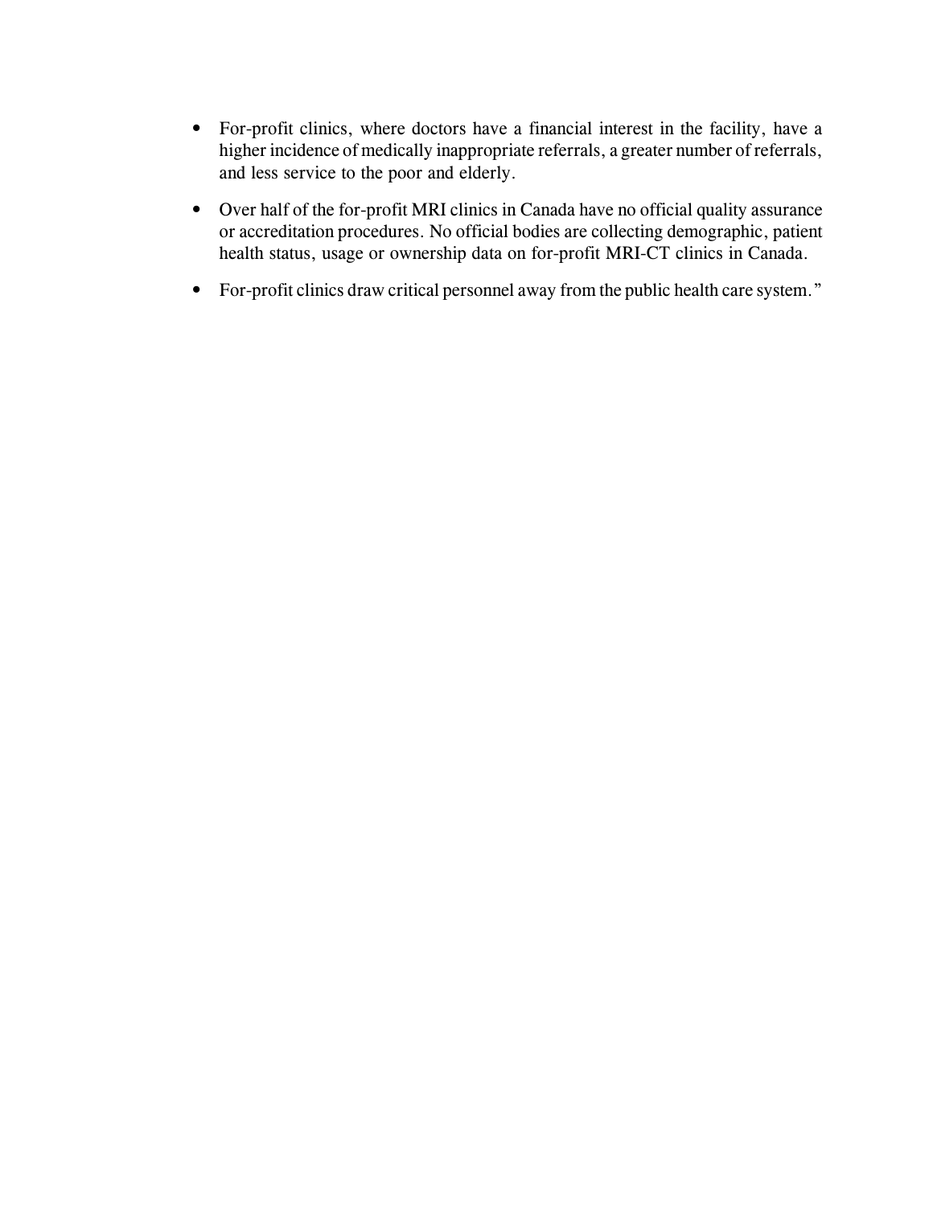- For-profit clinics, where doctors have a financial interest in the facility, have a higher incidence of medically inappropriate referrals, a greater number of referrals, and less service to the poor and elderly.

- Over half of the for-profit MRI clinics in Canada have no official quality assurance or accreditation procedures. No official bodies are collecting demographic, patient health status, usage or ownership data on for-profit MRI-CT clinics in Canada.

- For-profit clinics draw critical personnel away from the public health care system."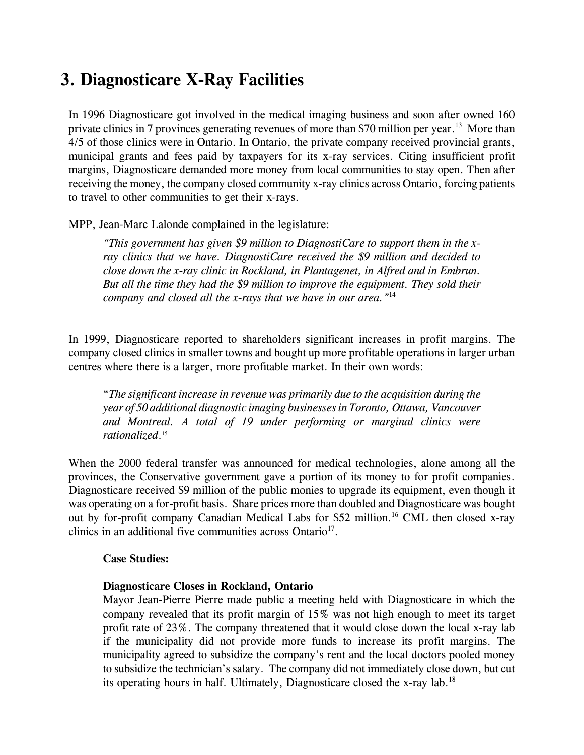## 3. Diagnosticare X-Ray Facilities

In 1996 Diagnosticare got involved in the medical imaging business and soon after owned 160 private clinics in 7 provinces generating revenues of more than $70 million per year.[13] More than 4/5 of those clinics were in Ontario. In Ontario, the private company received provincial grants, municipal grants and fees paid by taxpayers for its x-ray services. Citing insufficient profit margins, Diagnosticare demanded more money from local communities to stay open. Then after receiving the money, the company closed community x-ray clinics across Ontario, forcing patients to travel to other communities to get their x-rays.

MPP, Jean-Marc Lalonde complained in the legislature:

> *"This government has given $9 million to DiagnostiCare to support them in the x-ray clinics that we have. DiagnostiCare received the $9 million and decided to close down the x-ray clinic in Rockland, in Plantagenet, in Alfred and in Embrun. But all the time they had the $9 million to improve the equipment. They sold their company and closed all the x-rays that we have in our area."*[14]

In 1999, Diagnosticare reported to shareholders significant increases in profit margins. The company closed clinics in smaller towns and bought up more profitable operations in larger urban centres where there is a larger, more profitable market. In their own words:

> "*The significant increase in revenue was primarily due to the acquisition during the year of 50 additional diagnostic imaging businesses in Toronto, Ottawa, Vancouver and Montreal. A total of 19 under performing or marginal clinics were rationalized*.[15]

When the 2000 federal transfer was announced for medical technologies, alone among all the provinces, the Conservative government gave a portion of its money to for profit companies. Diagnosticare received $9 million of the public monies to upgrade its equipment, even though it was operating on a for-profit basis. Share prices more than doubled and Diagnosticare was bought out by for-profit company Canadian Medical Labs for $52 million.[16] CML then closed x-ray clinics in an additional five communities across Ontario[17].

**Case Studies:**

**Diagnosticare Closes in Rockland, Ontario**

Mayor Jean-Pierre Pierre made public a meeting held with Diagnosticare in which the company revealed that its profit margin of 15% was not high enough to meet its target profit rate of 23%. The company threatened that it would close down the local x-ray lab if the municipality did not provide more funds to increase its profit margins. The municipality agreed to subsidize the company's rent and the local doctors pooled money to subsidize the technician's salary. The company did not immediately close down, but cut its operating hours in half. Ultimately, Diagnosticare closed the x-ray lab.[18]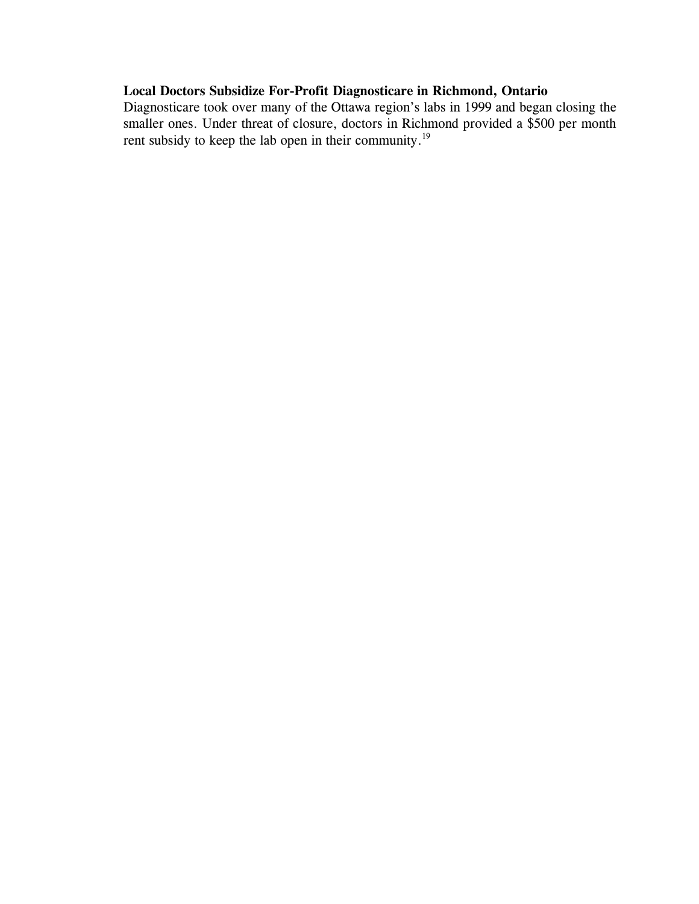**Local Doctors Subsidize For-Profit Diagnosticare in Richmond, Ontario**

Diagnosticare took over many of the Ottawa region's labs in 1999 and began closing the smaller ones. Under threat of closure, doctors in Richmond provided a $500 per month rent subsidy to keep the lab open in their community.[19]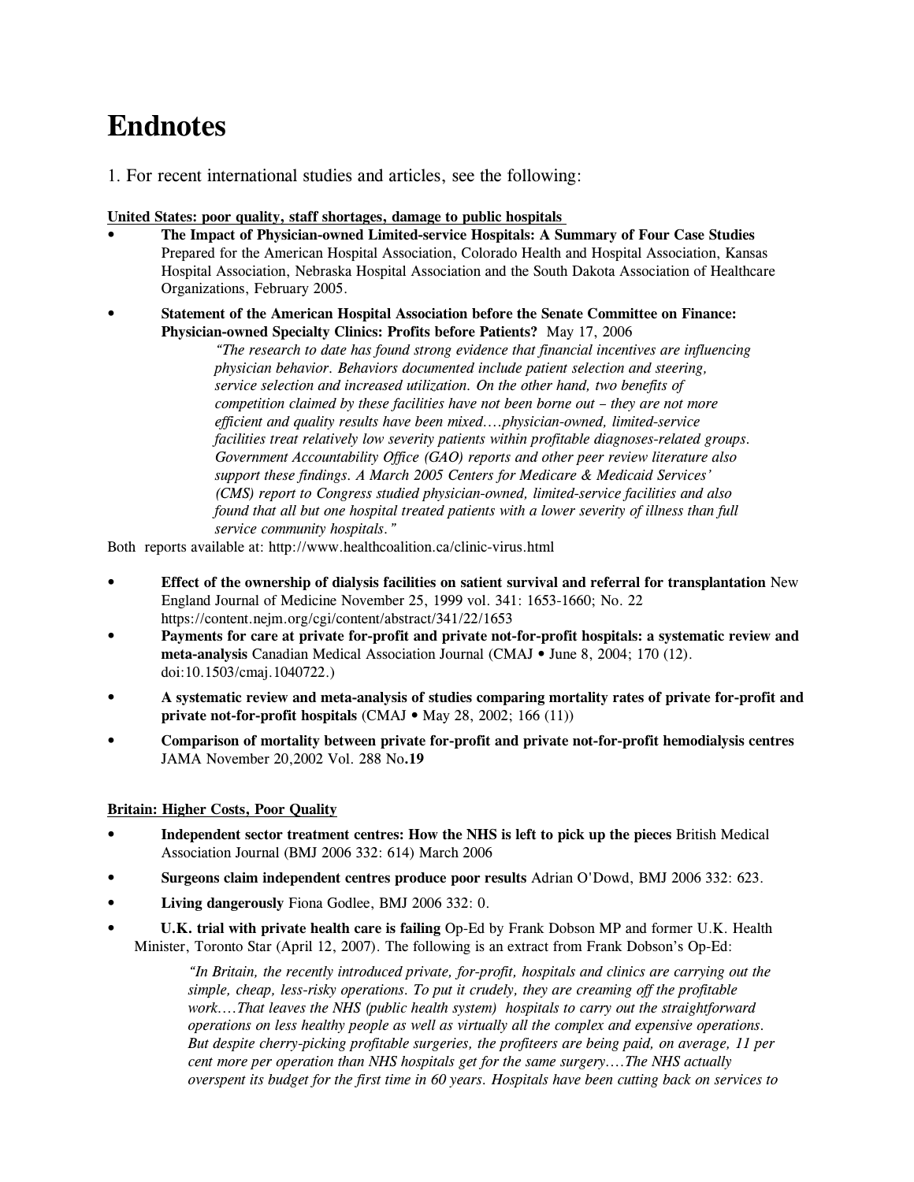# Endnotes

1. For recent international studies and articles, see the following:

**United States: poor quality, staff shortages, damage to public hospitals**

- **The Impact of Physician-owned Limited-service Hospitals: A Summary of Four Case Studies** Prepared for the American Hospital Association, Colorado Health and Hospital Association, Kansas Hospital Association, Nebraska Hospital Association and the South Dakota Association of Healthcare Organizations, February 2005.
- **Statement of the American Hospital Association before the Senate Committee on Finance: Physician-owned Specialty Clinics: Profits before Patients?** May 17, 2006

  > *"The research to date has found strong evidence that financial incentives are influencing physician behavior. Behaviors documented include patient selection and steering, service selection and increased utilization. On the other hand, two benefits of competition claimed by these facilities have not been borne out – they are not more efficient and quality results have been mixed….physician-owned, limited-service facilities treat relatively low severity patients within profitable diagnoses-related groups. Government Accountability Office (GAO) reports and other peer review literature also support these findings. A March 2005 Centers for Medicare & Medicaid Services' (CMS) report to Congress studied physician-owned, limited-service facilities and also found that all but one hospital treated patients with a lower severity of illness than full service community hospitals."*

Both reports available at: http://www.healthcoalition.ca/clinic-virus.html

- **Effect of the ownership of dialysis facilities on satient survival and referral for transplantation** New England Journal of Medicine November 25, 1999 vol. 341: 1653-1660; No. 22 https://content.nejm.org/cgi/content/abstract/341/22/1653
- **Payments for care at private for-profit and private not-for-profit hospitals: a systematic review and meta-analysis** Canadian Medical Association Journal (CMAJ • June 8, 2004; 170 (12). doi:10.1503/cmaj.1040722.)
- **A systematic review and meta-analysis of studies comparing mortality rates of private for-profit and private not-for-profit hospitals** (CMAJ • May 28, 2002; 166 (11))
- **Comparison of mortality between private for-profit and private not-for-profit hemodialysis centres** JAMA November 20,2002 Vol. 288 No.**19**

**Britain: Higher Costs, Poor Quality**

- **Independent sector treatment centres: How the NHS is left to pick up the pieces** British Medical Association Journal (BMJ 2006 332: 614) March 2006
- **Surgeons claim independent centres produce poor results** Adrian O'Dowd, BMJ 2006 332: 623.
- **Living dangerously** Fiona Godlee, BMJ 2006 332: 0.
- **U.K. trial with private health care is failing** Op-Ed by Frank Dobson MP and former U.K. Health Minister, Toronto Star (April 12, 2007). The following is an extract from Frank Dobson's Op-Ed:

  > *"In Britain, the recently introduced private, for-profit, hospitals and clinics are carrying out the simple, cheap, less-risky operations. To put it crudely, they are creaming off the profitable work….That leaves the NHS (public health system) hospitals to carry out the straightforward operations on less healthy people as well as virtually all the complex and expensive operations. But despite cherry-picking profitable surgeries, the profiteers are being paid, on average, 11 per cent more per operation than NHS hospitals get for the same surgery….The NHS actually overspent its budget for the first time in 60 years. Hospitals have been cutting back on services to*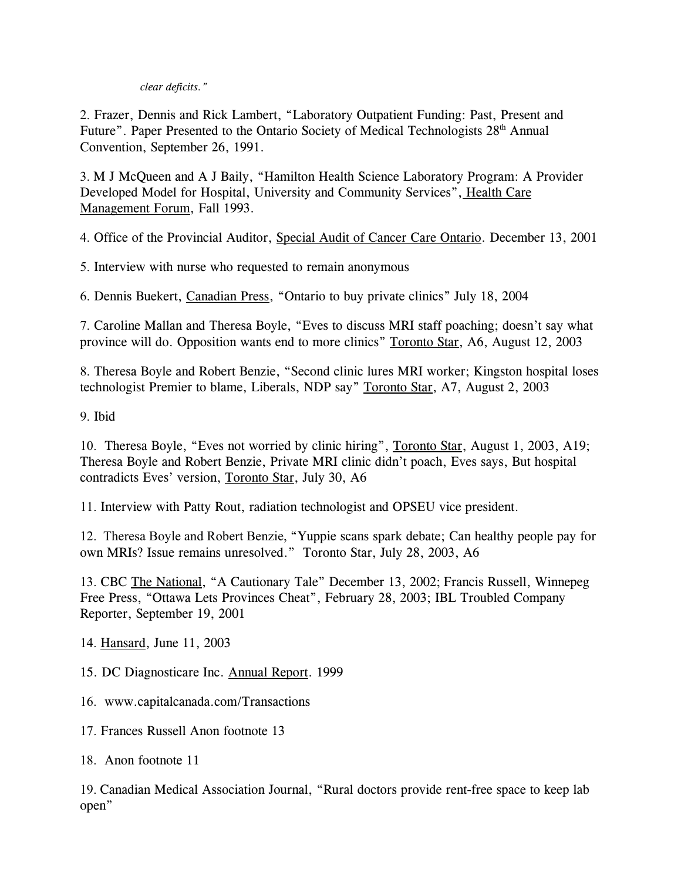*clear deficits."*

2. Frazer, Dennis and Rick Lambert, "Laboratory Outpatient Funding: Past, Present and Future". Paper Presented to the Ontario Society of Medical Technologists 28th Annual Convention, September 26, 1991.

3. M J McQueen and A J Baily, "Hamilton Health Science Laboratory Program: A Provider Developed Model for Hospital, University and Community Services", Health Care Management Forum, Fall 1993.

4. Office of the Provincial Auditor, Special Audit of Cancer Care Ontario. December 13, 2001

5. Interview with nurse who requested to remain anonymous

6. Dennis Buekert, Canadian Press, "Ontario to buy private clinics" July 18, 2004

7. Caroline Mallan and Theresa Boyle, "Eves to discuss MRI staff poaching; doesn't say what province will do. Opposition wants end to more clinics" Toronto Star, A6, August 12, 2003

8. Theresa Boyle and Robert Benzie, "Second clinic lures MRI worker; Kingston hospital loses technologist Premier to blame, Liberals, NDP say" Toronto Star, A7, August 2, 2003

9. Ibid

10. Theresa Boyle, "Eves not worried by clinic hiring", Toronto Star, August 1, 2003, A19; Theresa Boyle and Robert Benzie, Private MRI clinic didn't poach, Eves says, But hospital contradicts Eves' version, Toronto Star, July 30, A6

11. Interview with Patty Rout, radiation technologist and OPSEU vice president.

12. Theresa Boyle and Robert Benzie, "Yuppie scans spark debate; Can healthy people pay for own MRIs? Issue remains unresolved." Toronto Star, July 28, 2003, A6

13. CBC The National, "A Cautionary Tale" December 13, 2002; Francis Russell, Winnepeg Free Press, "Ottawa Lets Provinces Cheat", February 28, 2003; IBL Troubled Company Reporter, September 19, 2001

14. Hansard, June 11, 2003

15. DC Diagnosticare Inc. Annual Report. 1999

16. www.capitalcanada.com/Transactions

17. Frances Russell Anon footnote 13

18. Anon footnote 11

19. Canadian Medical Association Journal, "Rural doctors provide rent-free space to keep lab open"